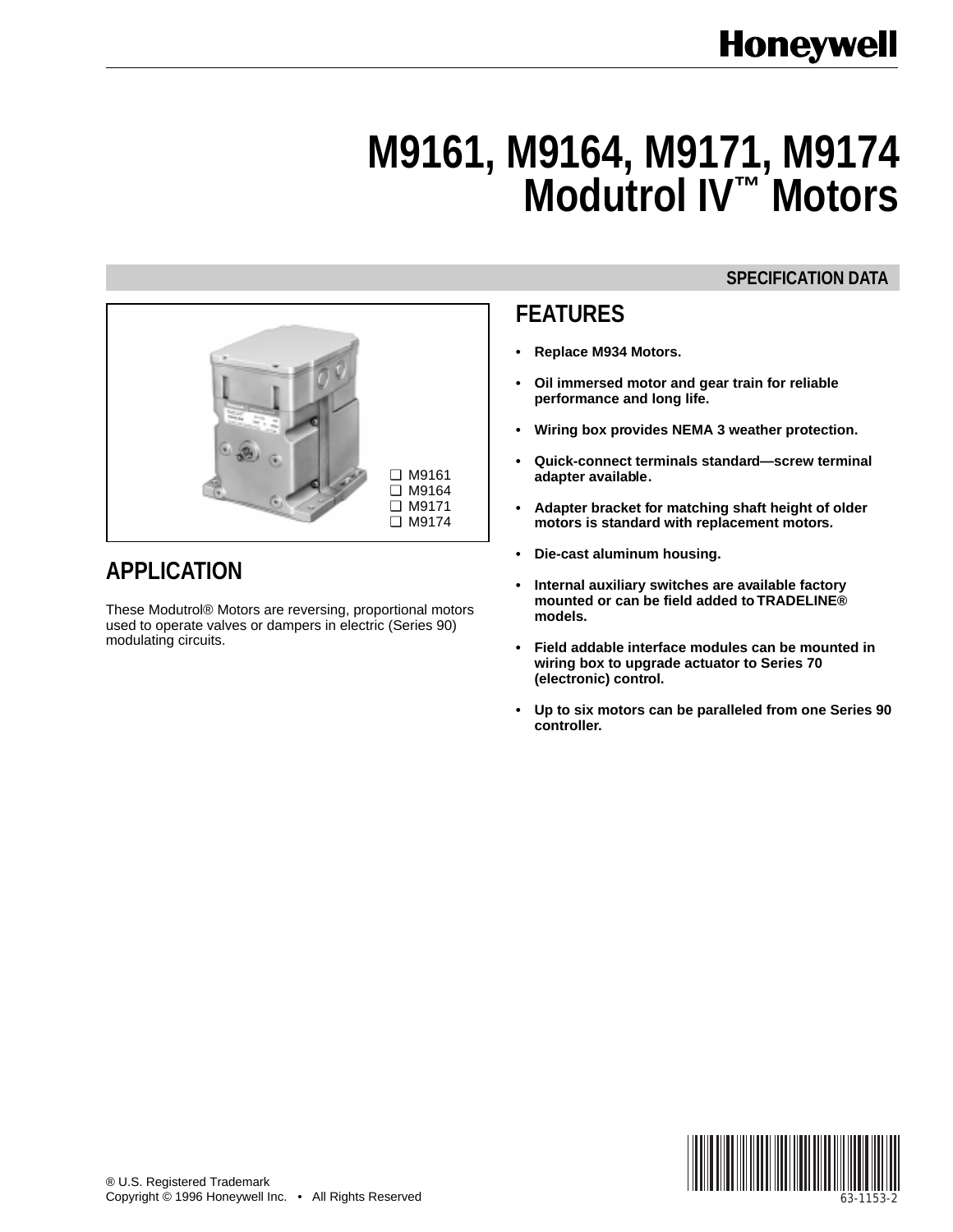# M9161, M9164, M9171, M9174 Modutrol IV™ Motors

SPECIFICATION DATA

- ❑ M9161
- ❑ M9164
- ❑ M9171
- ❑ M9174

## APPLICATION

These Modutrol® Motors are reversing, proportional motors used to operate valves or dampers in electric (Series 90) modulating circuits.

## FEATURES

- **Replace M934 Motors.**
- **Oil immersed motor and gear train for reliable performance and long life.**
- **Wiring box provides NEMA 3 weather protection.**
- **Quick-connect terminals standard—screw terminal adapter available.**
- **Adapter bracket for matching shaft height of older motors is standard with replacement motors.**
- **Die-cast aluminum housing.**
- **Internal auxiliary switches are available factory mounted or can be field added to TRADELINE® models.**
- **Field addable interface modules can be mounted in wiring box to upgrade actuator to Series 70 (electronic) control.**
- **Up to six motors can be paralleled from one Series 90 controller.**

® U.S. Registered Trademark
Copyright © 1996 Honeywell Inc. • All Rights Reserved

63-1153-2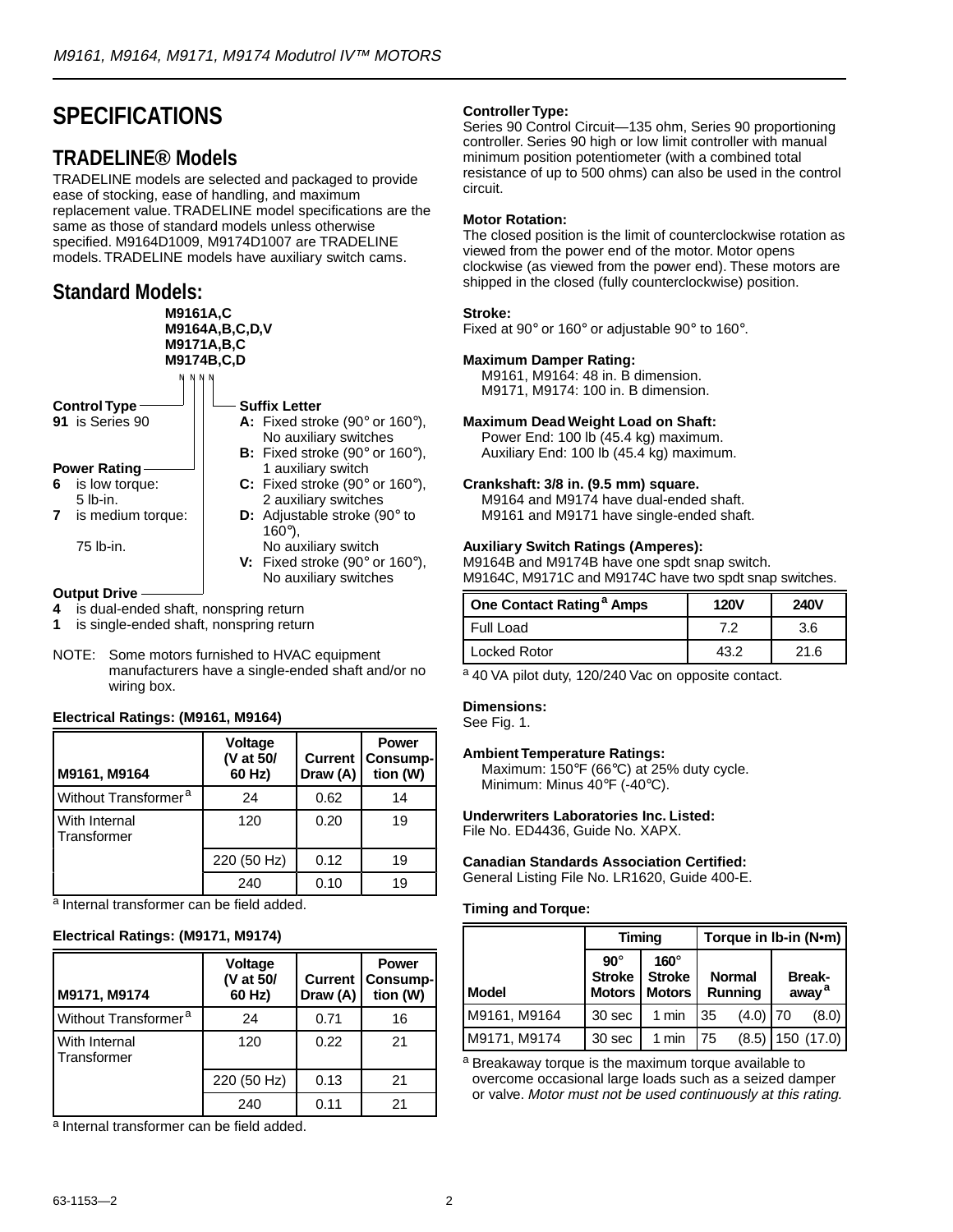# SPECIFICATIONS

## TRADELINE® Models

TRADELINE models are selected and packaged to provide ease of stocking, ease of handling, and maximum replacement value. TRADELINE model specifications are the same as those of standard models unless otherwise specified. M9164D1009, M9174D1007 are TRADELINE models. TRADELINE models have auxiliary switch cams.

## Standard Models:

**M9161A,C**
**M9164A,B,C,D,V**
**M9171A,B,C**
**M9174B,C,D**

**Control Type**
**91** is Series 90

**Power Rating**
**6** is low torque: 5 lb-in.
**7** is medium torque: 75 lb-in.

**Output Drive**
**4** is dual-ended shaft, nonspring return
**1** is single-ended shaft, nonspring return

**Suffix Letter**
**A:** Fixed stroke (90° or 160°), No auxiliary switches
**B:** Fixed stroke (90° or 160°), 1 auxiliary switch
**C:** Fixed stroke (90° or 160°), 2 auxiliary switches
**D:** Adjustable stroke (90° to 160°), No auxiliary switch
**V:** Fixed stroke (90° or 160°), No auxiliary switches

NOTE: Some motors furnished to HVAC equipment manufacturers have a single-ended shaft and/or no wiring box.

**Electrical Ratings: (M9161, M9164)**

| M9161, M9164 | Voltage (V at 50/ 60 Hz) | Current Draw (A) | Power Consump-tion (W) |
|---|---|---|---|
| Without Transformer[a] | 24 | 0.62 | 14 |
| With Internal Transformer | 120 | 0.20 | 19 |
| | 220 (50 Hz) | 0.12 | 19 |
| | 240 | 0.10 | 19 |

[a] Internal transformer can be field added.

**Electrical Ratings: (M9171, M9174)**

| M9171, M9174 | Voltage (V at 50/ 60 Hz) | Current Draw (A) | Power Consump-tion (W) |
|---|---|---|---|
| Without Transformer[a] | 24 | 0.71 | 16 |
| With Internal Transformer | 120 | 0.22 | 21 |
| | 220 (50 Hz) | 0.13 | 21 |
| | 240 | 0.11 | 21 |

[a] Internal transformer can be field added.

**Controller Type:**
Series 90 Control Circuit—135 ohm, Series 90 proportioning controller. Series 90 high or low limit controller with manual minimum position potentiometer (with a combined total resistance of up to 500 ohms) can also be used in the control circuit.

**Motor Rotation:**
The closed position is the limit of counterclockwise rotation as viewed from the power end of the motor. Motor opens clockwise (as viewed from the power end). These motors are shipped in the closed (fully counterclockwise) position.

**Stroke:**
Fixed at 90° or 160° or adjustable 90° to 160°.

**Maximum Damper Rating:**
M9161, M9164: 48 in. B dimension.
M9171, M9174: 100 in. B dimension.

**Maximum Dead Weight Load on Shaft:**
Power End: 100 lb (45.4 kg) maximum.
Auxiliary End: 100 lb (45.4 kg) maximum.

**Crankshaft: 3/8 in. (9.5 mm) square.**
M9164 and M9174 have dual-ended shaft.
M9161 and M9171 have single-ended shaft.

**Auxiliary Switch Ratings (Amperes):**
M9164B and M9174B have one spdt snap switch.
M9164C, M9171C and M9174C have two spdt snap switches.

| One Contact Rating[a] Amps | 120V | 240V |
|---|---|---|
| Full Load | 7.2 | 3.6 |
| Locked Rotor | 43.2 | 21.6 |

[a] 40 VA pilot duty, 120/240 Vac on opposite contact.

**Dimensions:**
See Fig. 1.

**Ambient Temperature Ratings:**
Maximum: 150°F (66°C) at 25% duty cycle.
Minimum: Minus 40°F (-40°C).

**Underwriters Laboratories Inc. Listed:**
File No. ED4436, Guide No. XAPX.

**Canadian Standards Association Certified:**
General Listing File No. LR1620, Guide 400-E.

**Timing and Torque:**

| Model | Timing | | Torque in lb-in (N•m) | |
|---|---|---|---|---|
| | 90° Stroke Motors | 160° Stroke Motors | Normal Running | Break-away[a] |
| M9161, M9164 | 30 sec | 1 min | 35 (4.0) | 70 (8.0) |
| M9171, M9174 | 30 sec | 1 min | 75 (8.5) | 150 (17.0) |

[a] Breakaway torque is the maximum torque available to overcome occasional large loads such as a seized damper or valve. *Motor must not be used continuously at this rating.*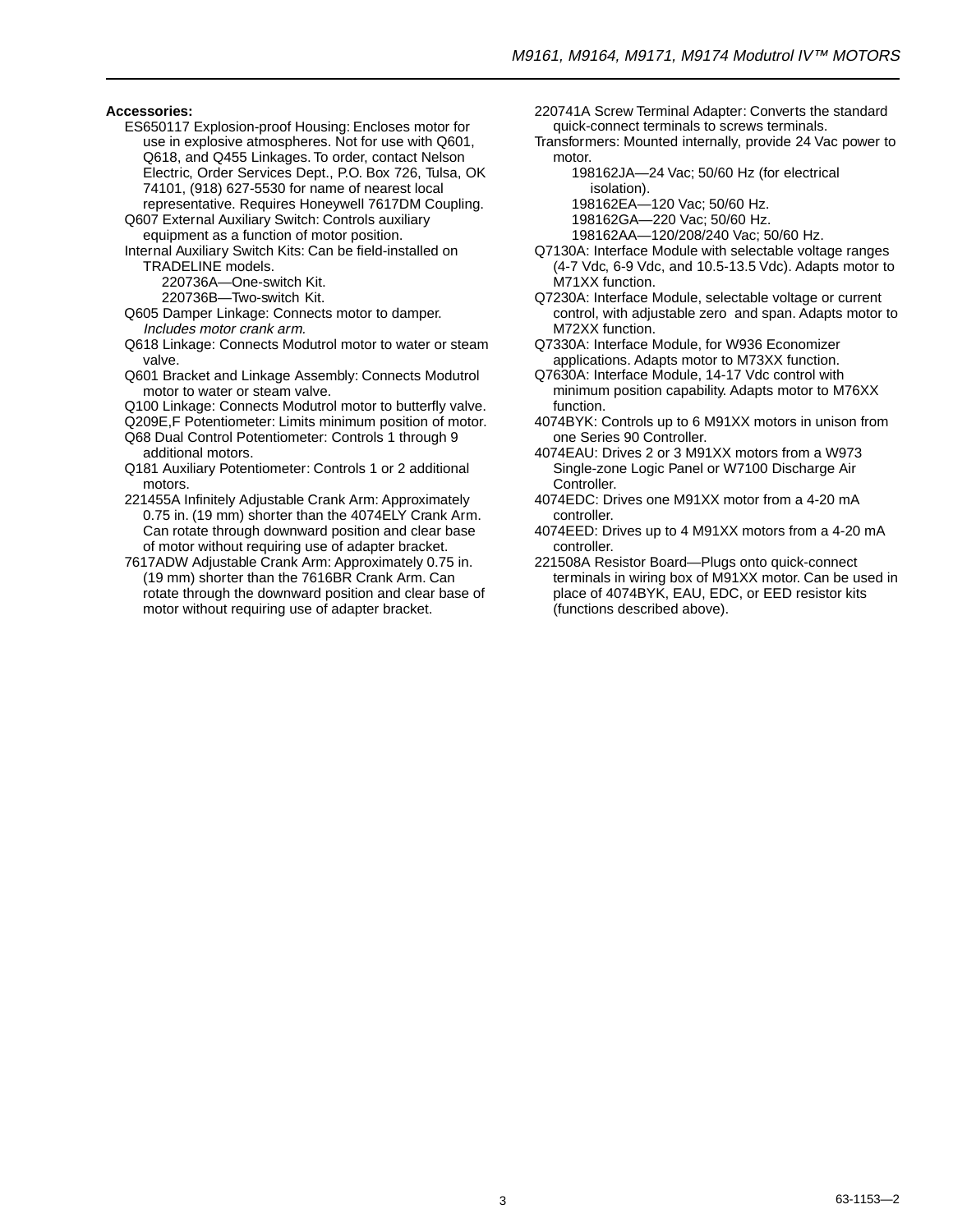**Accessories:**

- ES650117 Explosion-proof Housing: Encloses motor for use in explosive atmospheres. Not for use with Q601, Q618, and Q455 Linkages. To order, contact Nelson Electric, Order Services Dept., P.O. Box 726, Tulsa, OK 74101, (918) 627-5530 for name of nearest local representative. Requires Honeywell 7617DM Coupling.
- Q607 External Auxiliary Switch: Controls auxiliary equipment as a function of motor position.
- Internal Auxiliary Switch Kits: Can be field-installed on TRADELINE models.
  - 220736A—One-switch Kit.
  - 220736B—Two-switch Kit.
- Q605 Damper Linkage: Connects motor to damper. *Includes motor crank arm.*
- Q618 Linkage: Connects Modutrol motor to water or steam valve.
- Q601 Bracket and Linkage Assembly: Connects Modutrol motor to water or steam valve.
- Q100 Linkage: Connects Modutrol motor to butterfly valve.
- Q209E,F Potentiometer: Limits minimum position of motor.
- Q68 Dual Control Potentiometer: Controls 1 through 9 additional motors.
- Q181 Auxiliary Potentiometer: Controls 1 or 2 additional motors.
- 221455A Infinitely Adjustable Crank Arm: Approximately 0.75 in. (19 mm) shorter than the 4074ELY Crank Arm. Can rotate through downward position and clear base of motor without requiring use of adapter bracket.
- 7617ADW Adjustable Crank Arm: Approximately 0.75 in. (19 mm) shorter than the 7616BR Crank Arm. Can rotate through the downward position and clear base of motor without requiring use of adapter bracket.
- 220741A Screw Terminal Adapter: Converts the standard quick-connect terminals to screws terminals.
- Transformers: Mounted internally, provide 24 Vac power to motor.
  - 198162JA—24 Vac; 50/60 Hz (for electrical isolation).
  - 198162EA—120 Vac; 50/60 Hz.
  - 198162GA—220 Vac; 50/60 Hz.
  - 198162AA—120/208/240 Vac; 50/60 Hz.
- Q7130A: Interface Module with selectable voltage ranges (4-7 Vdc, 6-9 Vdc, and 10.5-13.5 Vdc). Adapts motor to M71XX function.
- Q7230A: Interface Module, selectable voltage or current control, with adjustable zero and span. Adapts motor to M72XX function.
- Q7330A: Interface Module, for W936 Economizer applications. Adapts motor to M73XX function.
- Q7630A: Interface Module, 14-17 Vdc control with minimum position capability. Adapts motor to M76XX function.
- 4074BYK: Controls up to 6 M91XX motors in unison from one Series 90 Controller.
- 4074EAU: Drives 2 or 3 M91XX motors from a W973 Single-zone Logic Panel or W7100 Discharge Air Controller.
- 4074EDC: Drives one M91XX motor from a 4-20 mA controller.
- 4074EED: Drives up to 4 M91XX motors from a 4-20 mA controller.
- 221508A Resistor Board—Plugs onto quick-connect terminals in wiring box of M91XX motor. Can be used in place of 4074BYK, EAU, EDC, or EED resistor kits (functions described above).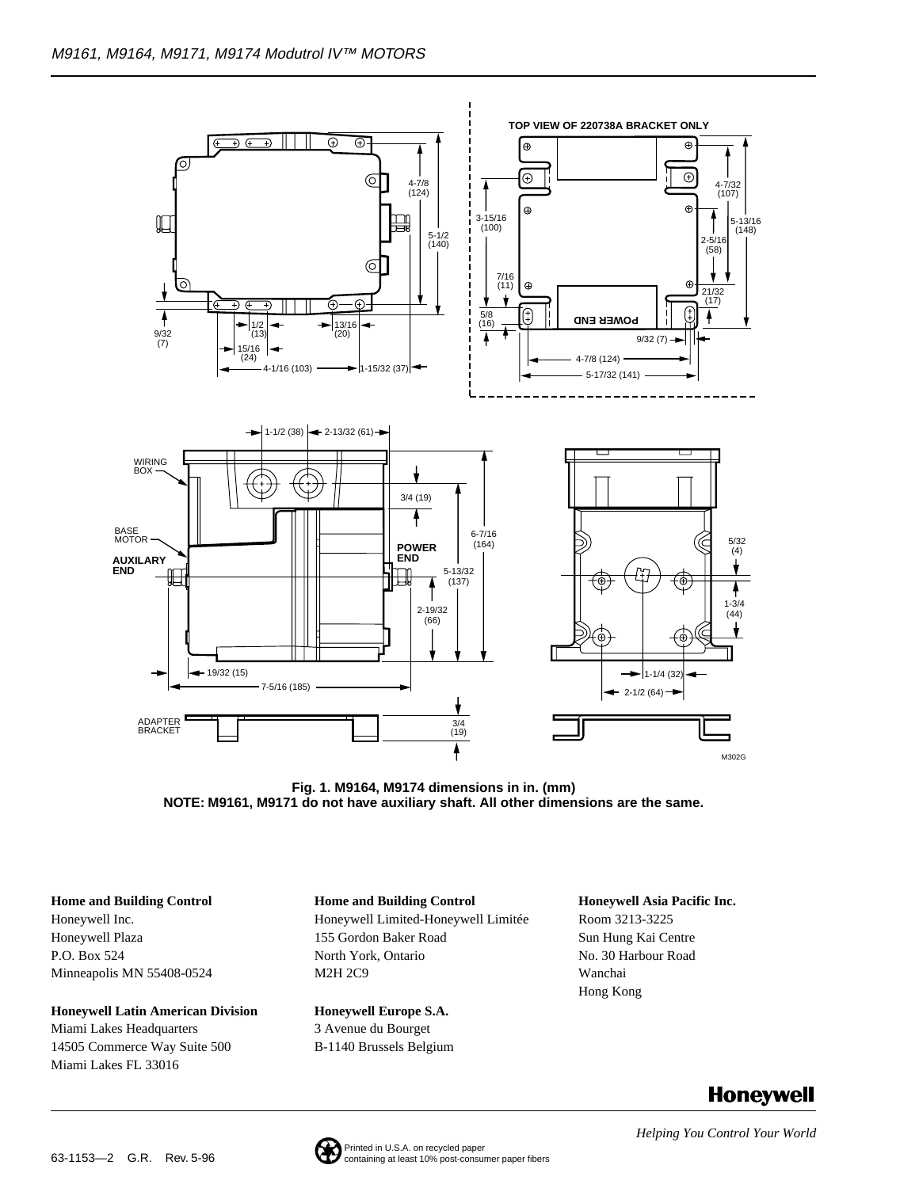TOP VIEW OF 220738A BRACKET ONLY

4-7/8 (124)
5-1/2 (140)
9/32 (7)
1/2 (13)
13/16 (20)
15/16 (24)
4-1/16 (103)
1-15/32 (37)

3-15/16 (100)
7/16 (11)
5/8 (16)
4-7/32 (107)
5-13/16 (148)
2-5/16 (58)
21/32 (17)
POWER END
9/32 (7)
4-7/8 (124)
5-17/32 (141)

1-1/2 (38)
2-13/32 (61)
WIRING BOX
BASE MOTOR
AUXILARY END
POWER END
3/4 (19)
6-7/16 (164)
5-13/32 (137)
2-19/32 (66)
19/32 (15)
7-5/16 (185)
ADAPTER BRACKET
3/4 (19)

5/32 (4)
1-3/4 (44)
1-1/4 (32)
2-1/2 (64)

M302G

**Fig. 1. M9164, M9174 dimensions in in. (mm)**
**NOTE: M9161, M9171 do not have auxiliary shaft. All other dimensions are the same.**

**Home and Building Control**
Honeywell Inc.
Honeywell Plaza
P.O. Box 524
Minneapolis MN 55408-0524

**Honeywell Latin American Division**
Miami Lakes Headquarters
14505 Commerce Way Suite 500
Miami Lakes FL 33016

**Home and Building Control**
Honeywell Limited-Honeywell Limitée
155 Gordon Baker Road
North York, Ontario
M2H 2C9

**Honeywell Europe S.A.**
3 Avenue du Bourget
B-1140 Brussels Belgium

**Honeywell Asia Pacific Inc.**
Room 3213-3225
Sun Hung Kai Centre
No. 30 Harbour Road
Wanchai
Hong Kong

**Honeywell**

*Helping You Control Your World*

63-1153—2 G.R. Rev. 5-96

Printed in U.S.A. on recycled paper containing at least 10% post-consumer paper fibers